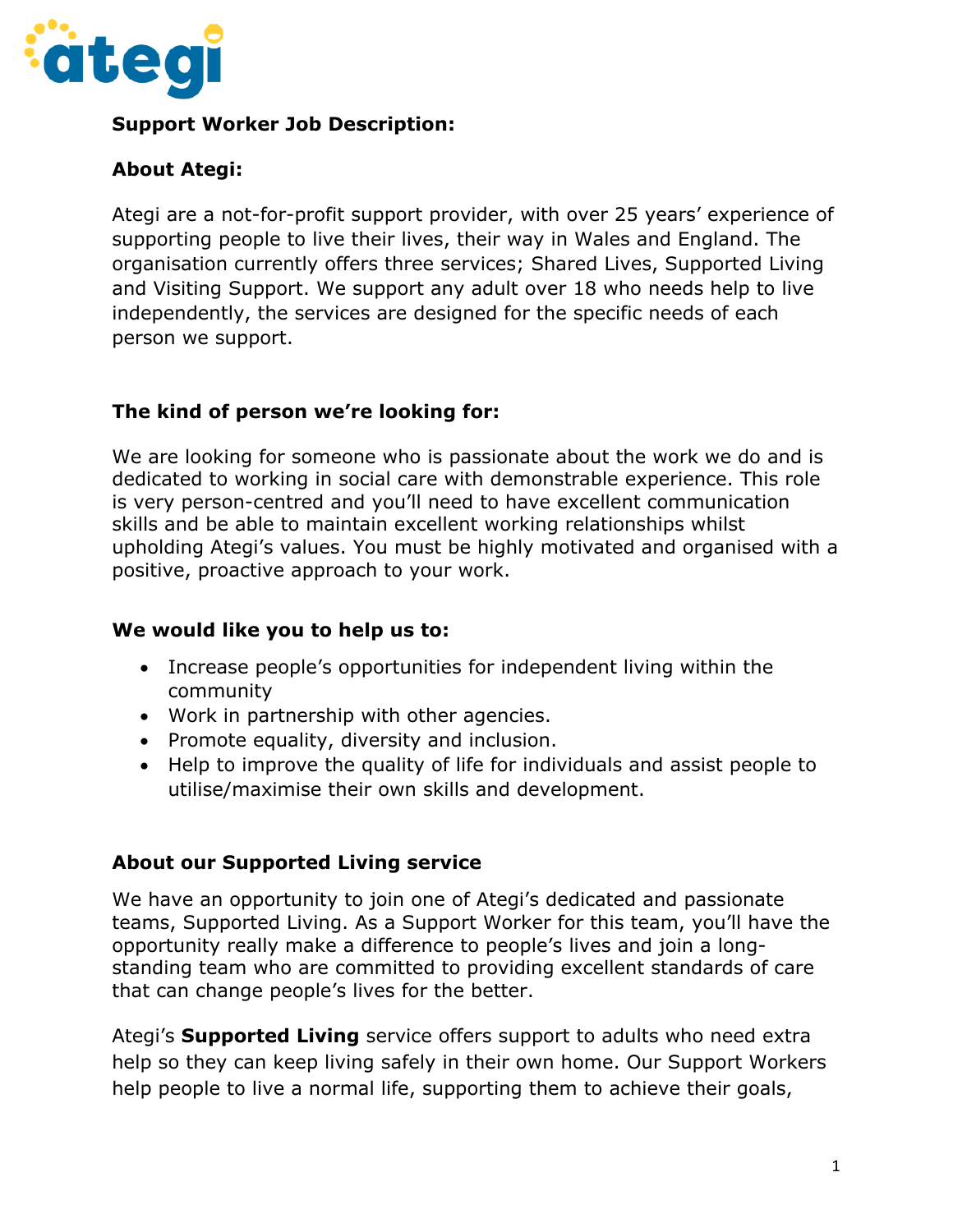atedi

**Support Worker Job Description:**

**About Ategi:**

Ategi are a not-for-profit support provider, with over 25 years' experience of supporting people to live their lives, their way in Wales and England. The organisation currently offers three services; Shared Lives, Supported Living and Visiting Support. We support any adult over 18 who needs help to live independently, the services are designed for the specific needs of each person we support.

**The kind of person we're looking for:**

We are looking for someone who is passionate about the work we do and is dedicated to working in social care with demonstrable experience. This role is very person-centred and you'll need to have excellent communication skills and be able to maintain excellent working relationships whilst upholding Ategi's values. You must be highly motivated and organised with a positive, proactive approach to your work.

**We would like you to help us to:**

- Increase people's opportunities for independent living within the community
- Work in partnership with other agencies.
- Promote equality, diversity and inclusion.
- Help to improve the quality of life for individuals and assist people to utilise/maximise their own skills and development.

**About our Supported Living service**

We have an opportunity to join one of Ategi's dedicated and passionate teams, Supported Living. As a Support Worker for this team, you'll have the opportunity really make a difference to people's lives and join a long-standing team who are committed to providing excellent standards of care that can change people's lives for the better.

Ategi's **Supported Living** service offers support to adults who need extra help so they can keep living safely in their own home. Our Support Workers help people to live a normal life, supporting them to achieve their goals,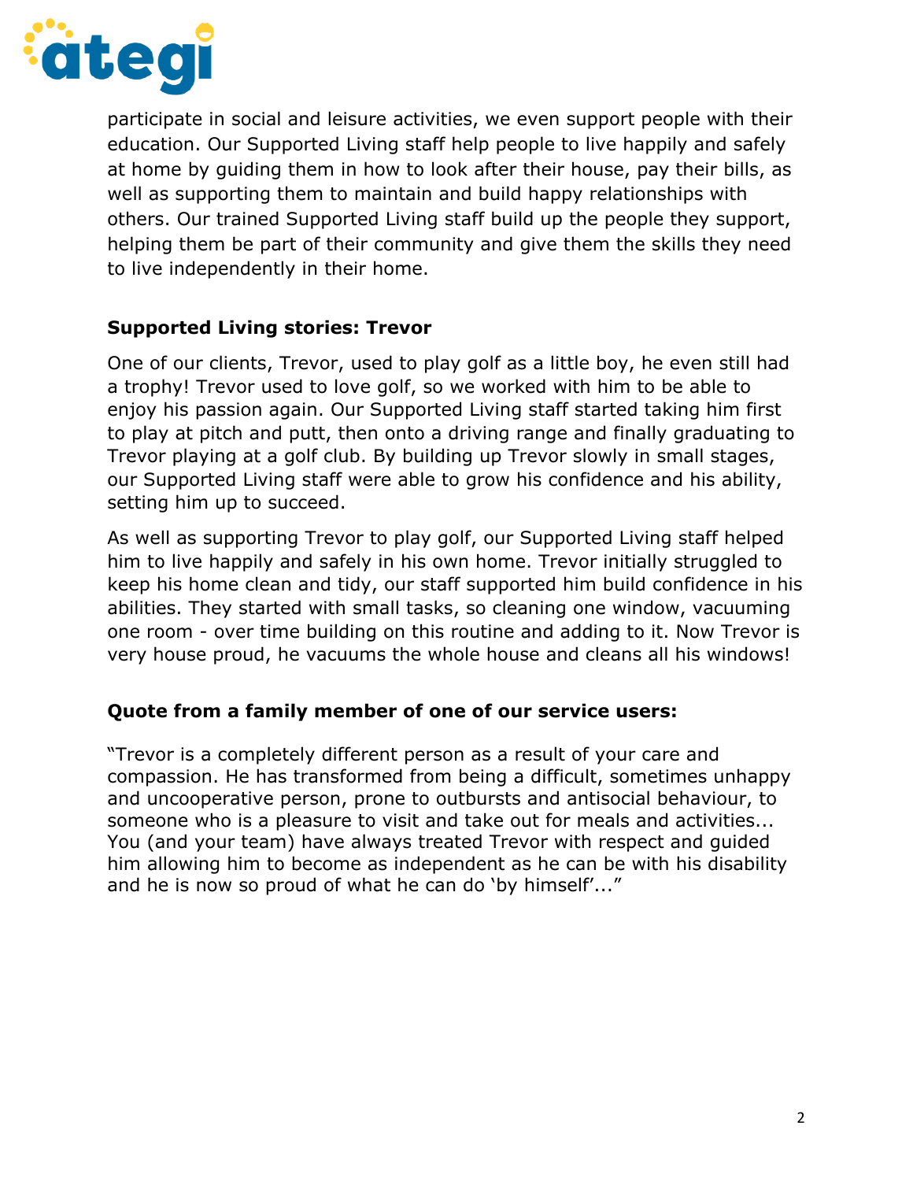participate in social and leisure activities, we even support people with their education. Our Supported Living staff help people to live happily and safely at home by guiding them in how to look after their house, pay their bills, as well as supporting them to maintain and build happy relationships with others. Our trained Supported Living staff build up the people they support, helping them be part of their community and give them the skills they need to live independently in their home.

**Supported Living stories: Trevor**

One of our clients, Trevor, used to play golf as a little boy, he even still had a trophy! Trevor used to love golf, so we worked with him to be able to enjoy his passion again. Our Supported Living staff started taking him first to play at pitch and putt, then onto a driving range and finally graduating to Trevor playing at a golf club. By building up Trevor slowly in small stages, our Supported Living staff were able to grow his confidence and his ability, setting him up to succeed.

As well as supporting Trevor to play golf, our Supported Living staff helped him to live happily and safely in his own home. Trevor initially struggled to keep his home clean and tidy, our staff supported him build confidence in his abilities. They started with small tasks, so cleaning one window, vacuuming one room - over time building on this routine and adding to it. Now Trevor is very house proud, he vacuums the whole house and cleans all his windows!

**Quote from a family member of one of our service users:**

"Trevor is a completely different person as a result of your care and compassion. He has transformed from being a difficult, sometimes unhappy and uncooperative person, prone to outbursts and antisocial behaviour, to someone who is a pleasure to visit and take out for meals and activities... You (and your team) have always treated Trevor with respect and guided him allowing him to become as independent as he can be with his disability and he is now so proud of what he can do 'by himself'..."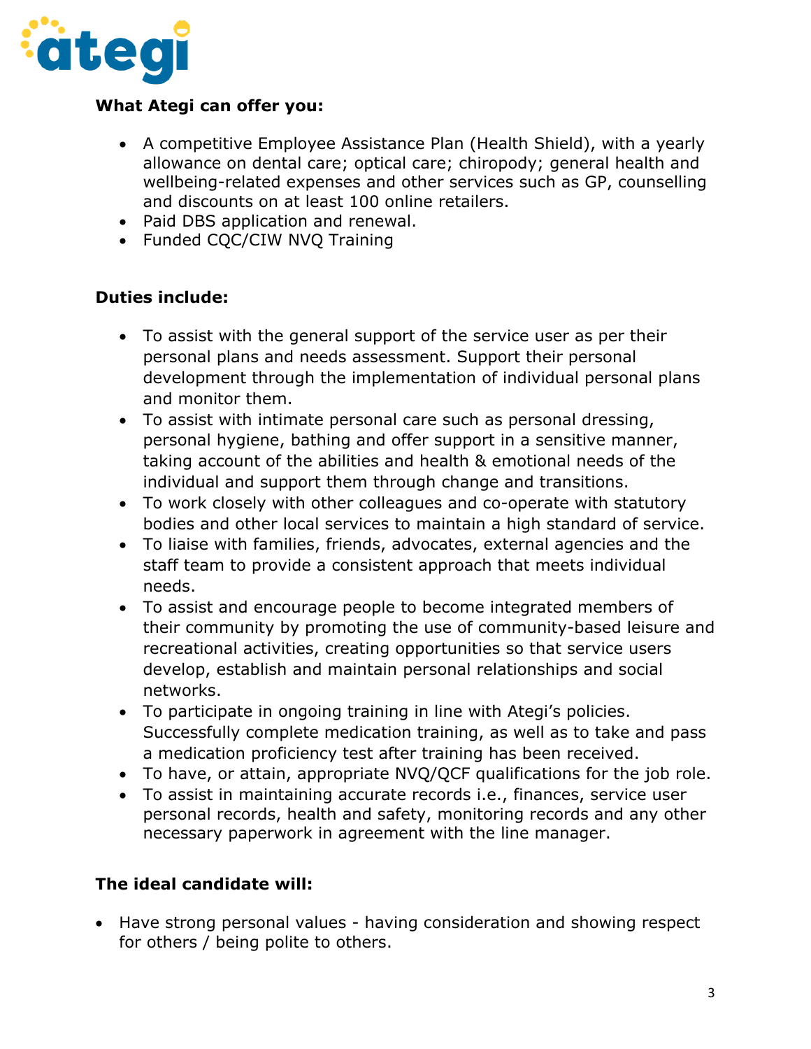**What Ategi can offer you:**

- A competitive Employee Assistance Plan (Health Shield), with a yearly allowance on dental care; optical care; chiropody; general health and wellbeing-related expenses and other services such as GP, counselling and discounts on at least 100 online retailers.
- Paid DBS application and renewal.
- Funded CQC/CIW NVQ Training

**Duties include:**

- To assist with the general support of the service user as per their personal plans and needs assessment. Support their personal development through the implementation of individual personal plans and monitor them.
- To assist with intimate personal care such as personal dressing, personal hygiene, bathing and offer support in a sensitive manner, taking account of the abilities and health & emotional needs of the individual and support them through change and transitions.
- To work closely with other colleagues and co-operate with statutory bodies and other local services to maintain a high standard of service.
- To liaise with families, friends, advocates, external agencies and the staff team to provide a consistent approach that meets individual needs.
- To assist and encourage people to become integrated members of their community by promoting the use of community-based leisure and recreational activities, creating opportunities so that service users develop, establish and maintain personal relationships and social networks.
- To participate in ongoing training in line with Ategi's policies. Successfully complete medication training, as well as to take and pass a medication proficiency test after training has been received.
- To have, or attain, appropriate NVQ/QCF qualifications for the job role.
- To assist in maintaining accurate records i.e., finances, service user personal records, health and safety, monitoring records and any other necessary paperwork in agreement with the line manager.

**The ideal candidate will:**

- Have strong personal values - having consideration and showing respect for others / being polite to others.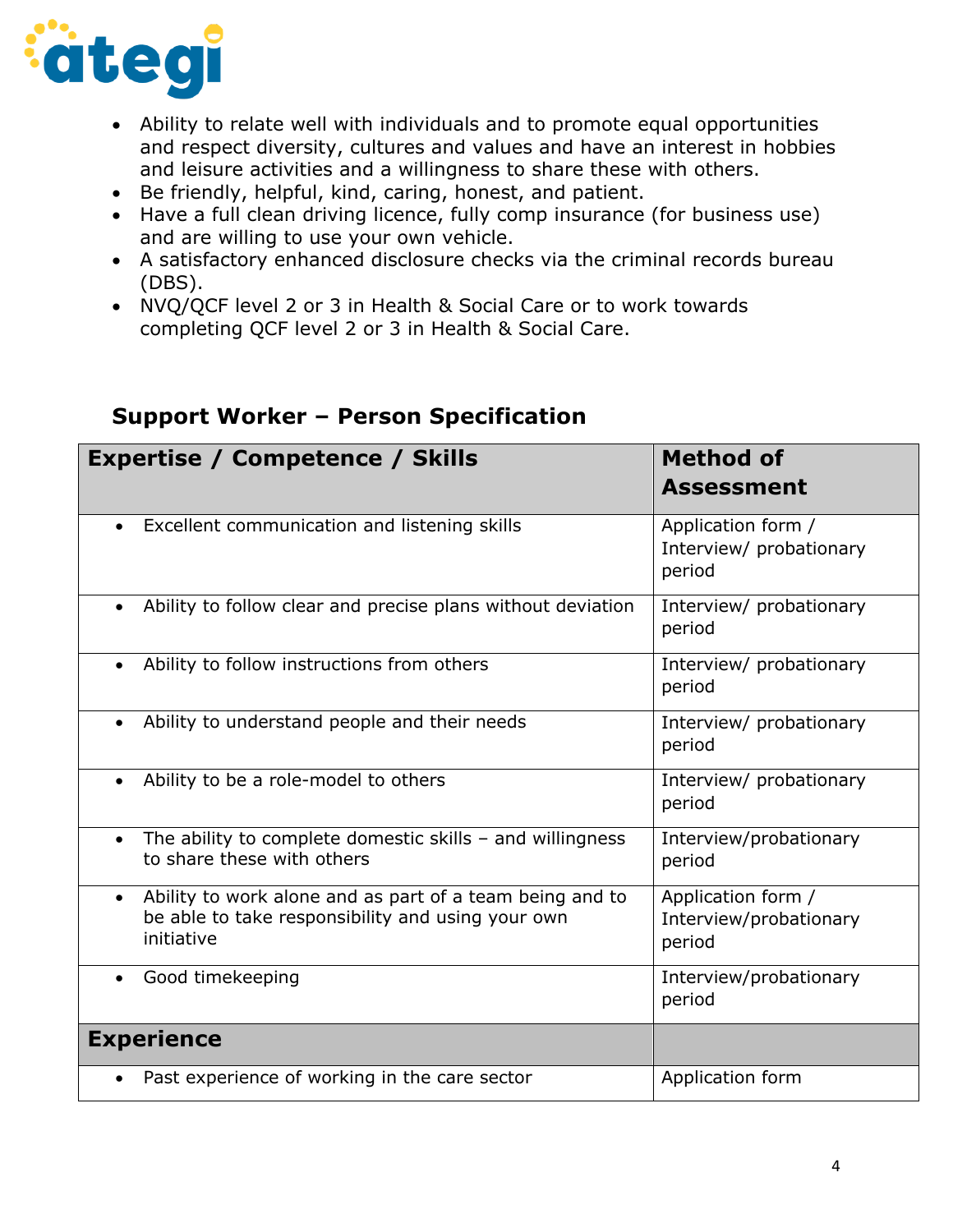- Ability to relate well with individuals and to promote equal opportunities and respect diversity, cultures and values and have an interest in hobbies and leisure activities and a willingness to share these with others.
- Be friendly, helpful, kind, caring, honest, and patient.
- Have a full clean driving licence, fully comp insurance (for business use) and are willing to use your own vehicle.
- A satisfactory enhanced disclosure checks via the criminal records bureau (DBS).
- NVQ/QCF level 2 or 3 in Health & Social Care or to work towards completing QCF level 2 or 3 in Health & Social Care.

## Support Worker – Person Specification

| **Expertise / Competence / Skills** | **Method of Assessment** |
|---|---|
| • Excellent communication and listening skills | Application form / Interview/ probationary period |
| • Ability to follow clear and precise plans without deviation | Interview/ probationary period |
| • Ability to follow instructions from others | Interview/ probationary period |
| • Ability to understand people and their needs | Interview/ probationary period |
| • Ability to be a role-model to others | Interview/ probationary period |
| • The ability to complete domestic skills – and willingness to share these with others | Interview/probationary period |
| • Ability to work alone and as part of a team being and to be able to take responsibility and using your own initiative | Application form / Interview/probationary period |
| • Good timekeeping | Interview/probationary period |
| **Experience** | |
| • Past experience of working in the care sector | Application form |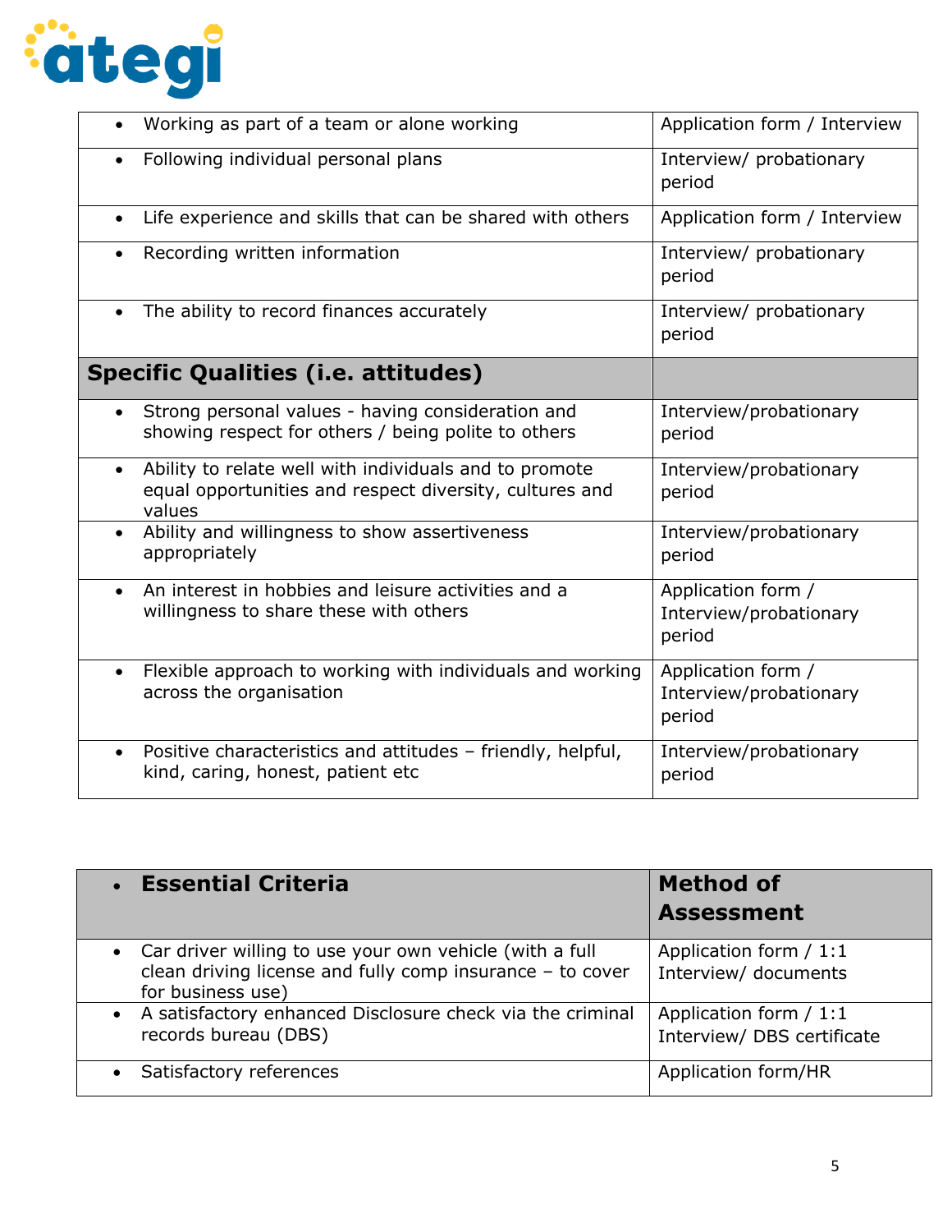| | |
|---|---|
| • Working as part of a team or alone working | Application form / Interview |
| • Following individual personal plans | Interview/ probationary period |
| • Life experience and skills that can be shared with others | Application form / Interview |
| • Recording written information | Interview/ probationary period |
| • The ability to record finances accurately | Interview/ probationary period |
| **Specific Qualities (i.e. attitudes)** | |
| • Strong personal values - having consideration and showing respect for others / being polite to others | Interview/probationary period |
| • Ability to relate well with individuals and to promote equal opportunities and respect diversity, cultures and values | Interview/probationary period |
| • Ability and willingness to show assertiveness appropriately | Interview/probationary period |
| • An interest in hobbies and leisure activities and a willingness to share these with others | Application form / Interview/probationary period |
| • Flexible approach to working with individuals and working across the organisation | Application form / Interview/probationary period |
| • Positive characteristics and attitudes – friendly, helpful, kind, caring, honest, patient etc | Interview/probationary period |

| • **Essential Criteria** | **Method of Assessment** |
|---|---|
| • Car driver willing to use your own vehicle (with a full clean driving license and fully comp insurance – to cover for business use) | Application form / 1:1 Interview/ documents |
| • A satisfactory enhanced Disclosure check via the criminal records bureau (DBS) | Application form / 1:1 Interview/ DBS certificate |
| • Satisfactory references | Application form/HR |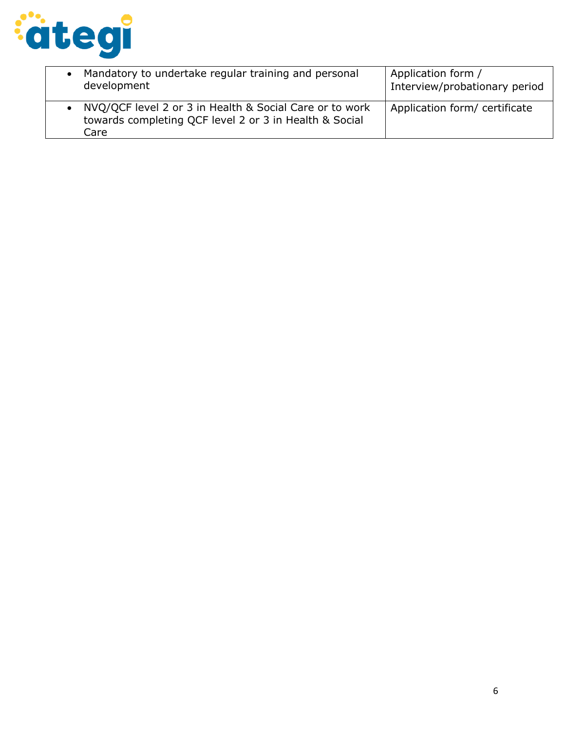| | |
|---|---|
| • Mandatory to undertake regular training and personal development | Application form / Interview/probationary period |
| • NVQ/QCF level 2 or 3 in Health & Social Care or to work towards completing QCF level 2 or 3 in Health & Social Care | Application form/ certificate |